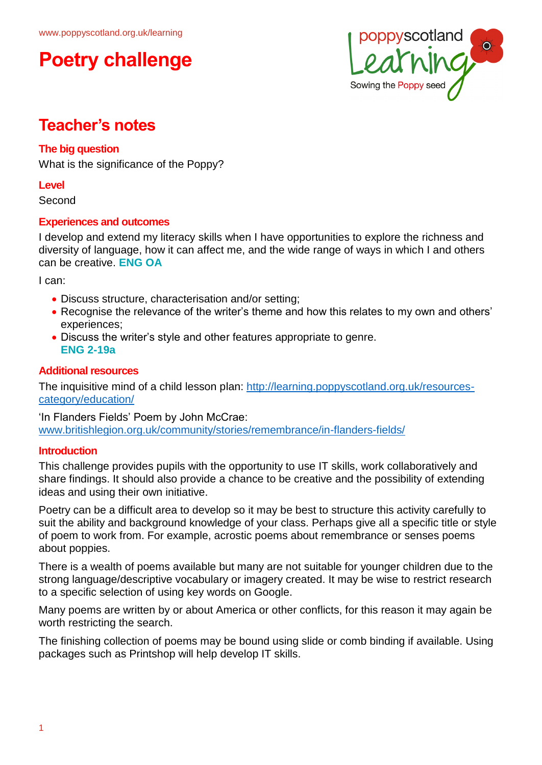www.poppyscotland.org.uk/learning

# Poetry challenge

## Teacher's notes

### The big question

What is the significance of the Poppy?

### Level

Second

### Experiences and outcomes

I develop and extend my literacy skills when I have opportunities to explore the richness and diversity of language, how it can affect me, and the wide range of ways in which I and others can be creative. **ENG OA**

I can:

- Discuss structure, characterisation and/or setting;
- Recognise the relevance of the writer's theme and how this relates to my own and others' experiences;
- Discuss the writer's style and other features appropriate to genre. **ENG 2-19a**

### Additional resources

The inquisitive mind of a child lesson plan: http://learning.poppyscotland.org.uk/resources-category/education/

'In Flanders Fields' Poem by John McCrae: www.britishlegion.org.uk/community/stories/remembrance/in-flanders-fields/

### Introduction

This challenge provides pupils with the opportunity to use IT skills, work collaboratively and share findings. It should also provide a chance to be creative and the possibility of extending ideas and using their own initiative.

Poetry can be a difficult area to develop so it may be best to structure this activity carefully to suit the ability and background knowledge of your class. Perhaps give all a specific title or style of poem to work from. For example, acrostic poems about remembrance or senses poems about poppies.

There is a wealth of poems available but many are not suitable for younger children due to the strong language/descriptive vocabulary or imagery created. It may be wise to restrict research to a specific selection of using key words on Google.

Many poems are written by or about America or other conflicts, for this reason it may again be worth restricting the search.

The finishing collection of poems may be bound using slide or comb binding if available. Using packages such as Printshop will help develop IT skills.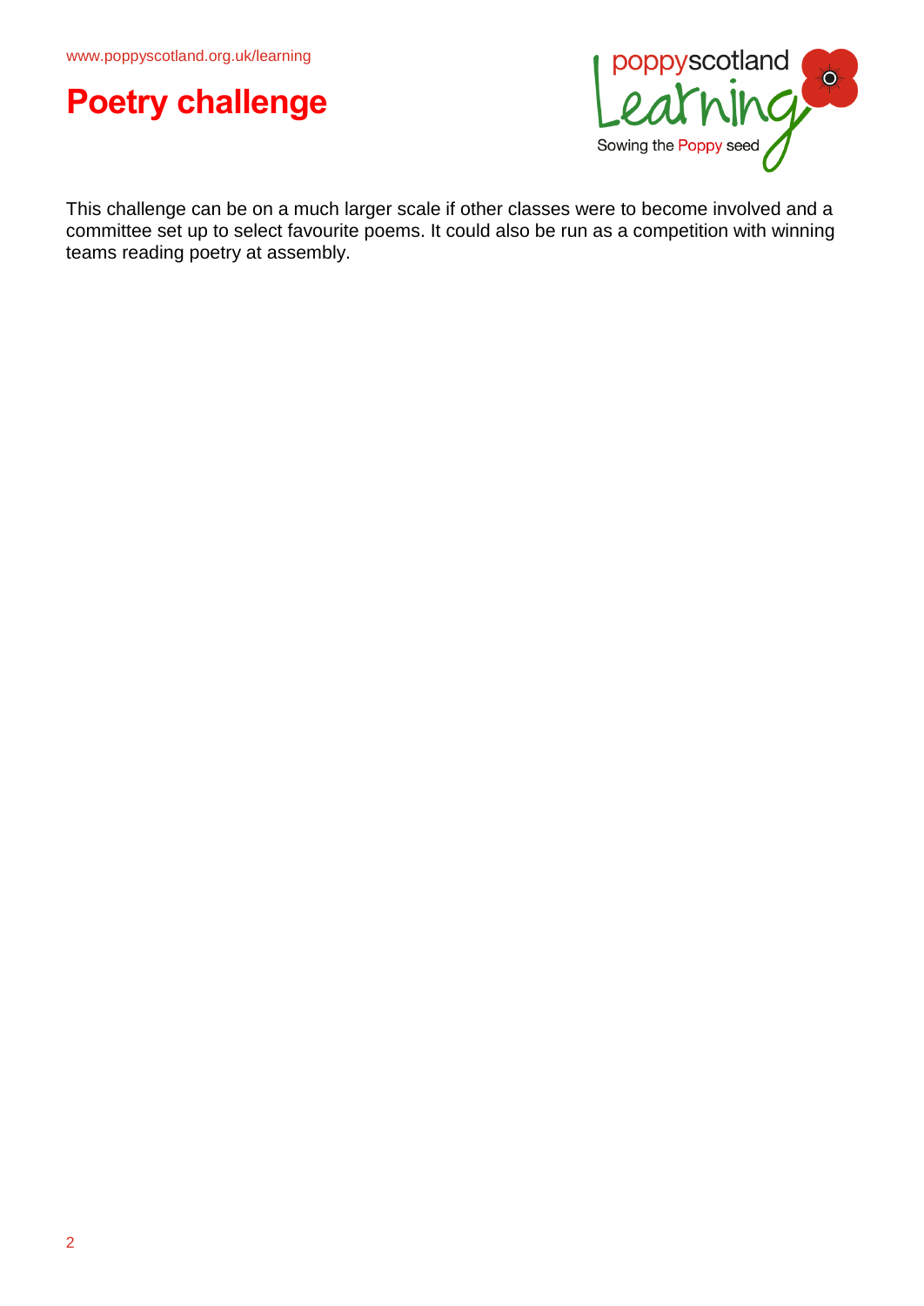# Poetry challenge

This challenge can be on a much larger scale if other classes were to become involved and a committee set up to select favourite poems. It could also be run as a competition with winning teams reading poetry at assembly.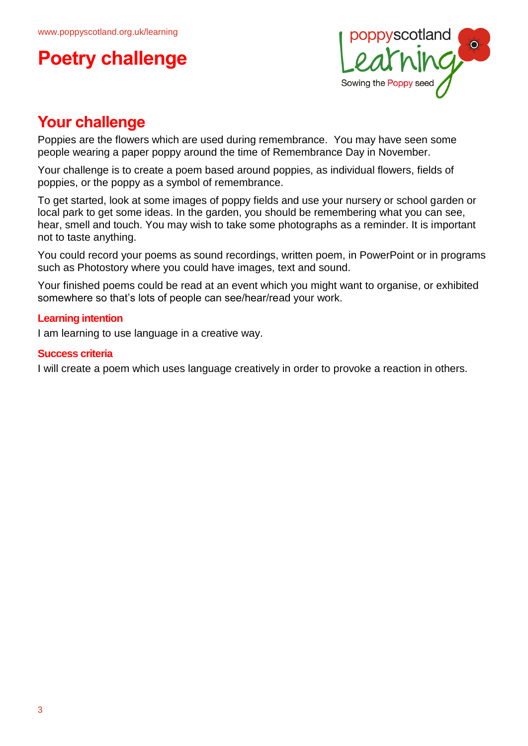# Poetry challenge

## Your challenge

Poppies are the flowers which are used during remembrance. You may have seen some people wearing a paper poppy around the time of Remembrance Day in November.

Your challenge is to create a poem based around poppies, as individual flowers, fields of poppies, or the poppy as a symbol of remembrance.

To get started, look at some images of poppy fields and use your nursery or school garden or local park to get some ideas. In the garden, you should be remembering what you can see, hear, smell and touch. You may wish to take some photographs as a reminder. It is important not to taste anything.

You could record your poems as sound recordings, written poem, in PowerPoint or in programs such as Photostory where you could have images, text and sound.

Your finished poems could be read at an event which you might want to organise, or exhibited somewhere so that's lots of people can see/hear/read your work.

### Learning intention

I am learning to use language in a creative way.

### Success criteria

I will create a poem which uses language creatively in order to provoke a reaction in others.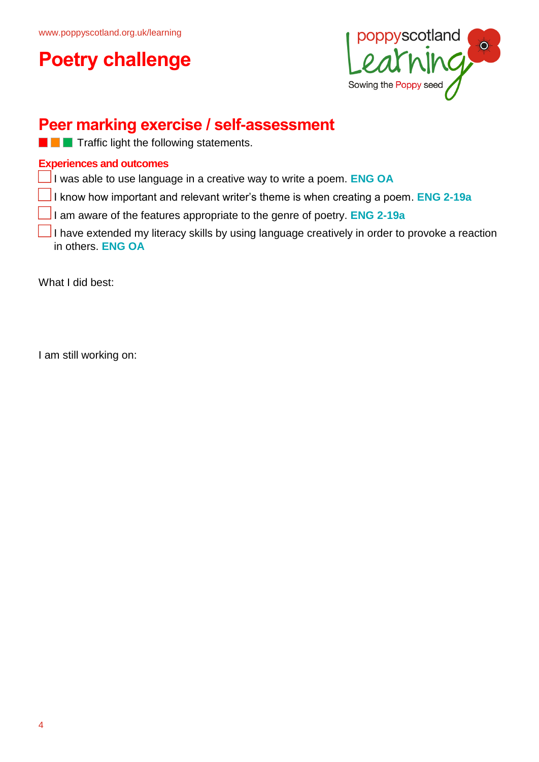# Poetry challenge

## Peer marking exercise / self-assessment

Traffic light the following statements.

### Experiences and outcomes

- ☐ I was able to use language in a creative way to write a poem. **ENG OA**
- ☐ I know how important and relevant writer's theme is when creating a poem. **ENG 2-19a**
- ☐ I am aware of the features appropriate to the genre of poetry. **ENG 2-19a**
- ☐ I have extended my literacy skills by using language creatively in order to provoke a reaction in others. **ENG OA**

What I did best:

I am still working on: